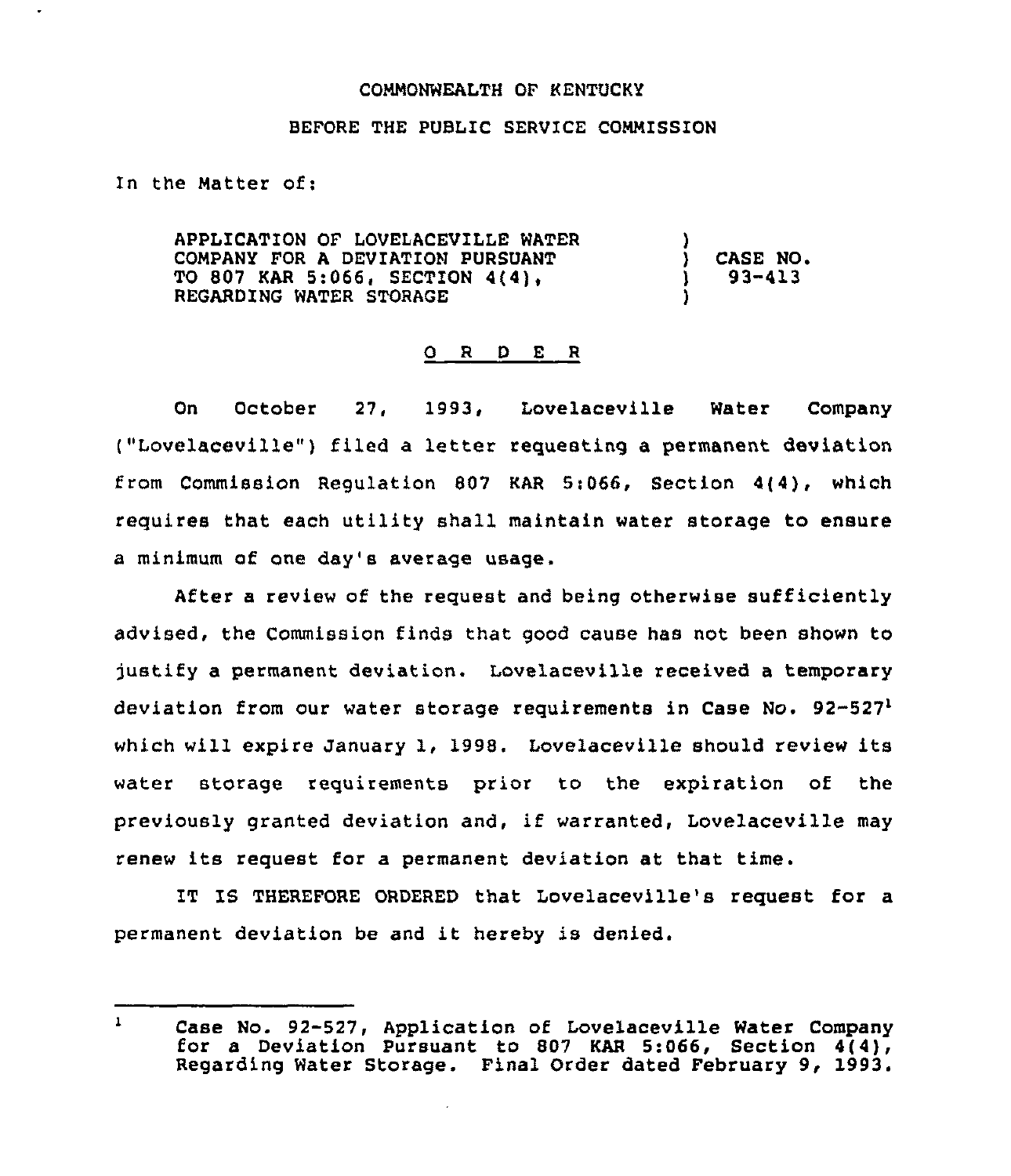COMMONWEALTH OF KENTUCKY

BEFORE THE PUBLIC SERVICE COMMISSION

In the Matter of:

APPLICATION OF LOVELACEVILLE WATER COMPANY FOR A DEVIATION PURSUANT TO 807 KAR 5:066, SECTION 4(4), REGARDING WATER STORAGE ) CASE NO. 93-413

O R D E R

On October 27, 1993, Lovelaceville Water Company ("Lovelaceville") filed a letter requesting a permanent deviation from Commission Regulation 807 KAR 5:066, Section 4(4), which requires that each utility shall maintain water storage to ensure a minimum of one day's average usage.

After a review of the request and being otherwise sufficiently advised, the Commission finds that good cause has not been shown to justify a permanent deviation. Lovelaceville received a temporary deviation from our water storage requirements in Case No. 92-527[1] which will expire January 1, 1998. Lovelaceville should review its water storage requirements prior to the expiration of the previously granted deviation and, if warranted, Lovelaceville may renew its request for a permanent deviation at that time.

IT IS THEREFORE ORDERED that Lovelaceville's request for a permanent deviation be and it hereby is denied.

[1] Case No. 92-527, Application of Lovelaceville Water Company for a Deviation Pursuant to 807 KAR 5:066, Section 4(4), Regarding Water Storage. Final Order dated February 9, 1993.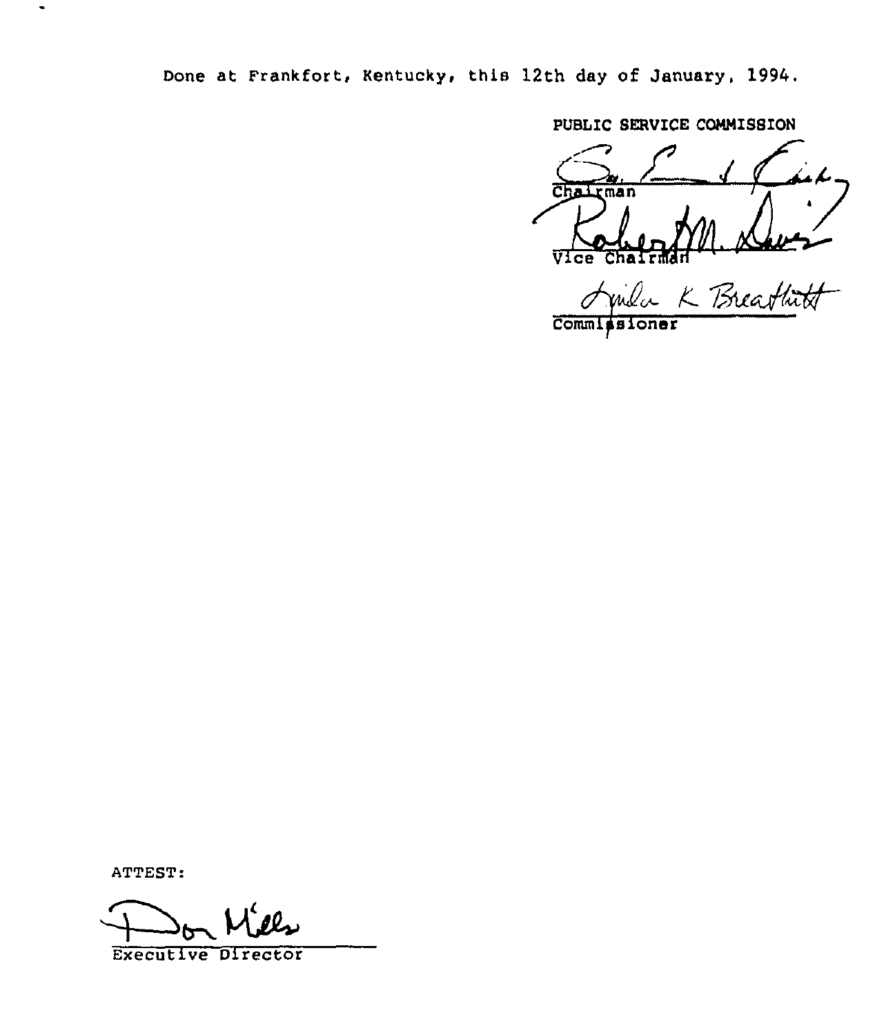Done at Frankfort, Kentucky, this 12th day of January, 1994.

PUBLIC SERVICE COMMISSION

Chairman

Vice Chairman

Commissioner

ATTEST:

Executive Director